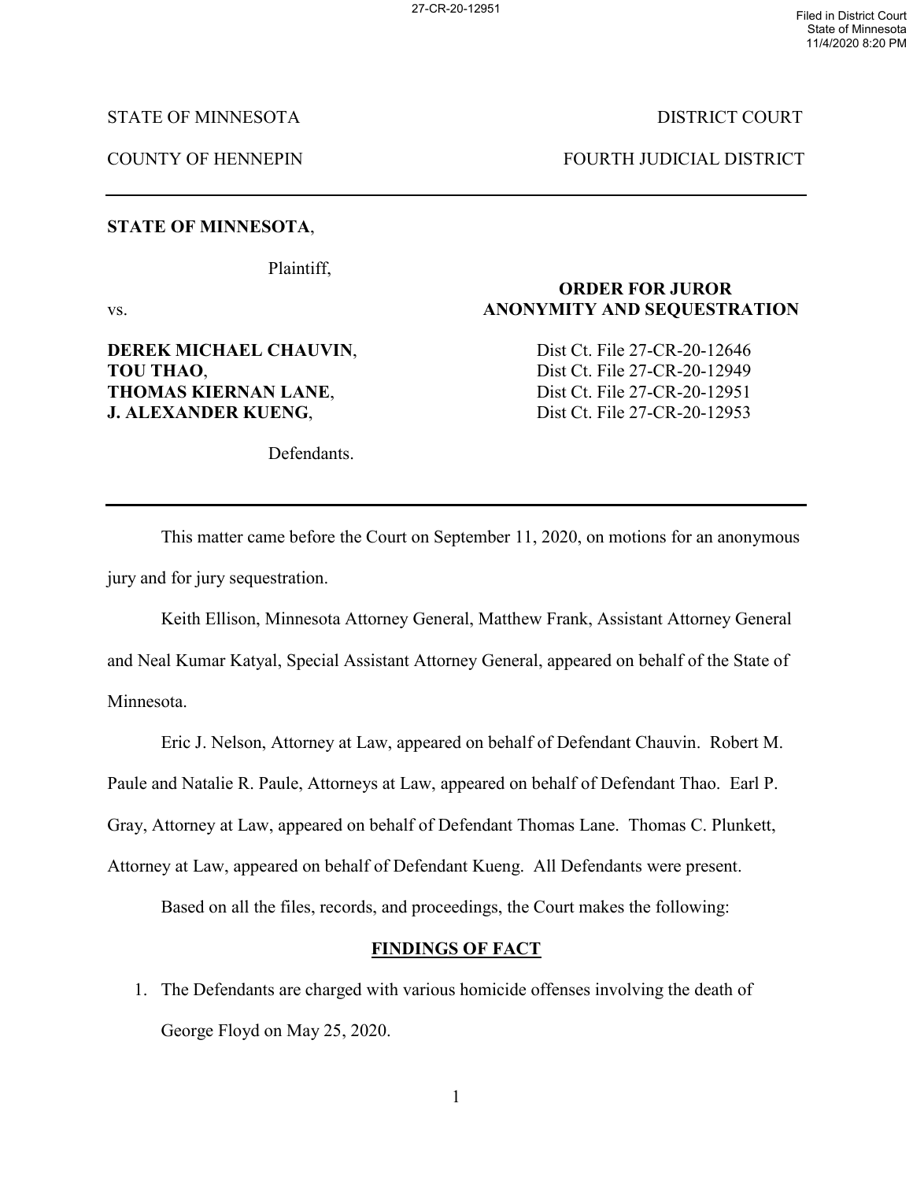STATE OF MINNESOTA DISTRICT COURT

COUNTY OF HENNEPIN FOURTH JUDICIAL DISTRICT

---

**STATE OF MINNESOTA**,

Plaintiff,

vs.

**DEREK MICHAEL CHAUVIN**,
**TOU THAO**,
**THOMAS KIERNAN LANE**,
**J. ALEXANDER KUENG**,

Defendants.

**ORDER FOR JUROR ANONYMITY AND SEQUESTRATION**

Dist Ct. File 27-CR-20-12646
Dist Ct. File 27-CR-20-12949
Dist Ct. File 27-CR-20-12951
Dist Ct. File 27-CR-20-12953

---

This matter came before the Court on September 11, 2020, on motions for an anonymous jury and for jury sequestration.

Keith Ellison, Minnesota Attorney General, Matthew Frank, Assistant Attorney General and Neal Kumar Katyal, Special Assistant Attorney General, appeared on behalf of the State of Minnesota.

Eric J. Nelson, Attorney at Law, appeared on behalf of Defendant Chauvin. Robert M. Paule and Natalie R. Paule, Attorneys at Law, appeared on behalf of Defendant Thao. Earl P. Gray, Attorney at Law, appeared on behalf of Defendant Thomas Lane. Thomas C. Plunkett, Attorney at Law, appeared on behalf of Defendant Kueng. All Defendants were present.

Based on all the files, records, and proceedings, the Court makes the following:

## FINDINGS OF FACT

1. The Defendants are charged with various homicide offenses involving the death of George Floyd on May 25, 2020.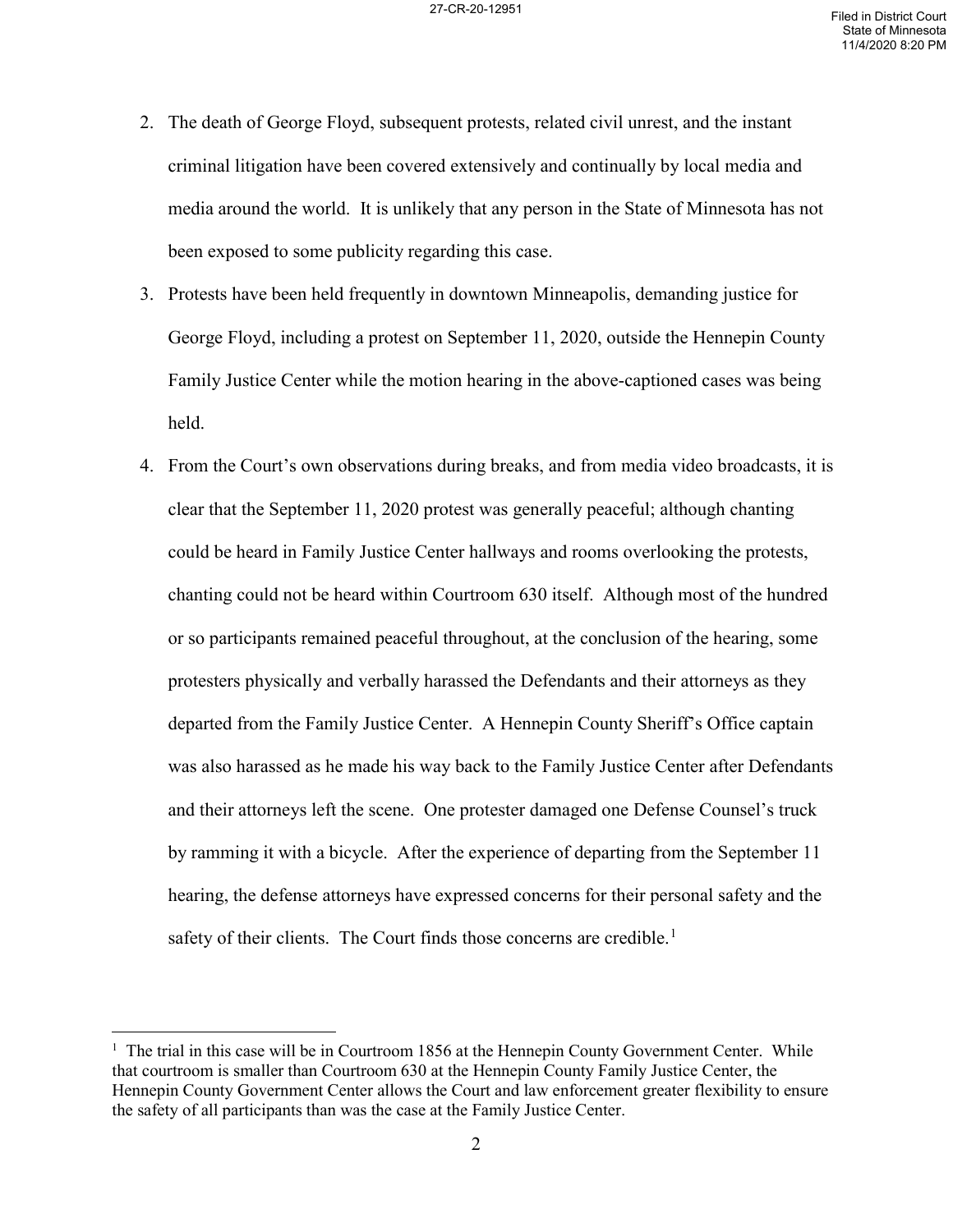2. The death of George Floyd, subsequent protests, related civil unrest, and the instant criminal litigation have been covered extensively and continually by local media and media around the world. It is unlikely that any person in the State of Minnesota has not been exposed to some publicity regarding this case.

3. Protests have been held frequently in downtown Minneapolis, demanding justice for George Floyd, including a protest on September 11, 2020, outside the Hennepin County Family Justice Center while the motion hearing in the above-captioned cases was being held.

4. From the Court's own observations during breaks, and from media video broadcasts, it is clear that the September 11, 2020 protest was generally peaceful; although chanting could be heard in Family Justice Center hallways and rooms overlooking the protests, chanting could not be heard within Courtroom 630 itself. Although most of the hundred or so participants remained peaceful throughout, at the conclusion of the hearing, some protesters physically and verbally harassed the Defendants and their attorneys as they departed from the Family Justice Center. A Hennepin County Sheriff's Office captain was also harassed as he made his way back to the Family Justice Center after Defendants and their attorneys left the scene. One protester damaged one Defense Counsel's truck by ramming it with a bicycle. After the experience of departing from the September 11 hearing, the defense attorneys have expressed concerns for their personal safety and the safety of their clients. The Court finds those concerns are credible.[1]

---

[1] The trial in this case will be in Courtroom 1856 at the Hennepin County Government Center. While that courtroom is smaller than Courtroom 630 at the Hennepin County Family Justice Center, the Hennepin County Government Center allows the Court and law enforcement greater flexibility to ensure the safety of all participants than was the case at the Family Justice Center.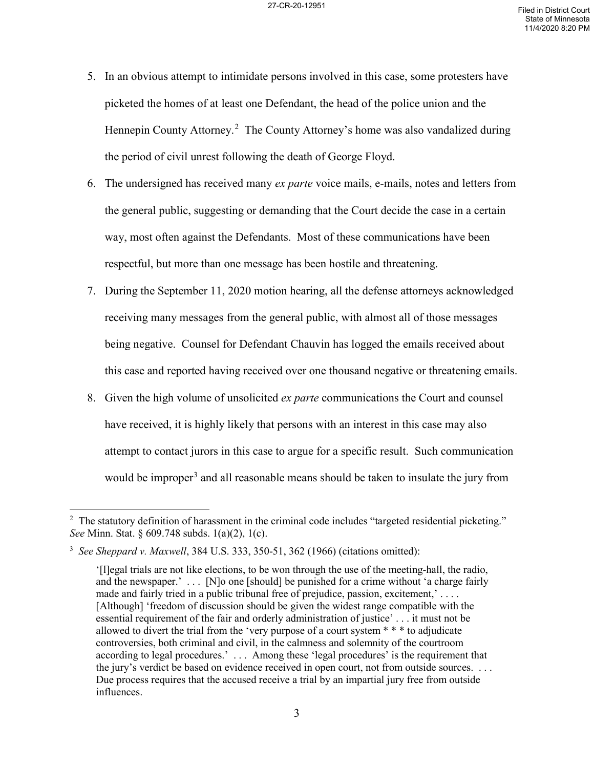5. In an obvious attempt to intimidate persons involved in this case, some protesters have picketed the homes of at least one Defendant, the head of the police union and the Hennepin County Attorney.[2] The County Attorney's home was also vandalized during the period of civil unrest following the death of George Floyd.

6. The undersigned has received many *ex parte* voice mails, e-mails, notes and letters from the general public, suggesting or demanding that the Court decide the case in a certain way, most often against the Defendants. Most of these communications have been respectful, but more than one message has been hostile and threatening.

7. During the September 11, 2020 motion hearing, all the defense attorneys acknowledged receiving many messages from the general public, with almost all of those messages being negative. Counsel for Defendant Chauvin has logged the emails received about this case and reported having received over one thousand negative or threatening emails.

8. Given the high volume of unsolicited *ex parte* communications the Court and counsel have received, it is highly likely that persons with an interest in this case may also attempt to contact jurors in this case to argue for a specific result. Such communication would be improper[3] and all reasonable means should be taken to insulate the jury from

---

[2] The statutory definition of harassment in the criminal code includes "targeted residential picketing." *See* Minn. Stat. § 609.748 subds. 1(a)(2), 1(c).

[3] *See Sheppard v. Maxwell*, 384 U.S. 333, 350-51, 362 (1966) (citations omitted):

> '[l]egal trials are not like elections, to be won through the use of the meeting-hall, the radio, and the newspaper.' . . . [N]o one [should] be punished for a crime without 'a charge fairly made and fairly tried in a public tribunal free of prejudice, passion, excitement,' . . . . [Although] 'freedom of discussion should be given the widest range compatible with the essential requirement of the fair and orderly administration of justice' . . . it must not be allowed to divert the trial from the 'very purpose of a court system * * * to adjudicate controversies, both criminal and civil, in the calmness and solemnity of the courtroom according to legal procedures.' . . . Among these 'legal procedures' is the requirement that the jury's verdict be based on evidence received in open court, not from outside sources. . . . Due process requires that the accused receive a trial by an impartial jury free from outside influences.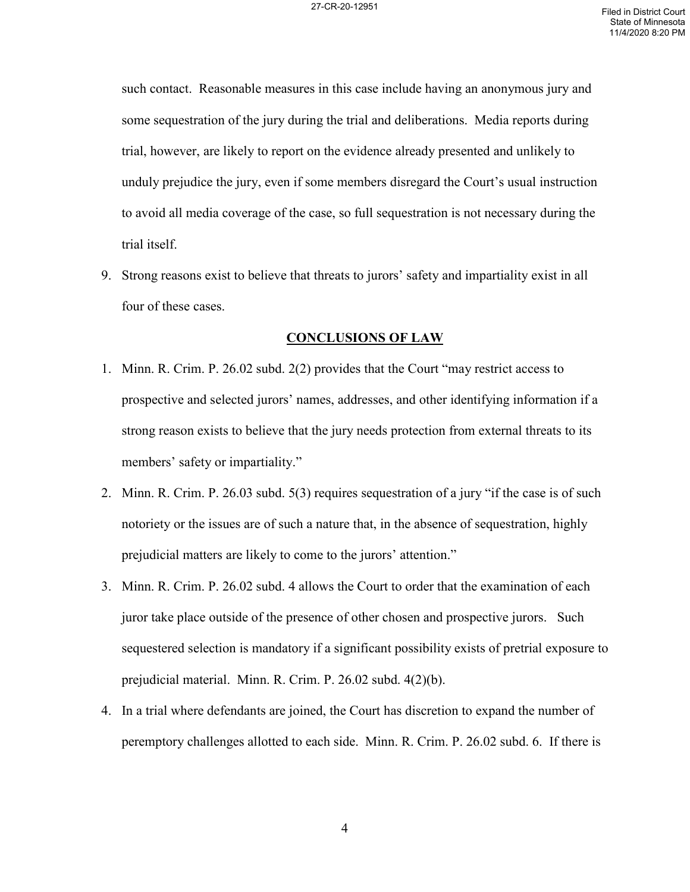such contact. Reasonable measures in this case include having an anonymous jury and some sequestration of the jury during the trial and deliberations. Media reports during trial, however, are likely to report on the evidence already presented and unlikely to unduly prejudice the jury, even if some members disregard the Court's usual instruction to avoid all media coverage of the case, so full sequestration is not necessary during the trial itself.

9. Strong reasons exist to believe that threats to jurors' safety and impartiality exist in all four of these cases.

## CONCLUSIONS OF LAW

1. Minn. R. Crim. P. 26.02 subd. 2(2) provides that the Court "may restrict access to prospective and selected jurors' names, addresses, and other identifying information if a strong reason exists to believe that the jury needs protection from external threats to its members' safety or impartiality."
2. Minn. R. Crim. P. 26.03 subd. 5(3) requires sequestration of a jury "if the case is of such notoriety or the issues are of such a nature that, in the absence of sequestration, highly prejudicial matters are likely to come to the jurors' attention."
3. Minn. R. Crim. P. 26.02 subd. 4 allows the Court to order that the examination of each juror take place outside of the presence of other chosen and prospective jurors. Such sequestered selection is mandatory if a significant possibility exists of pretrial exposure to prejudicial material. Minn. R. Crim. P. 26.02 subd. 4(2)(b).
4. In a trial where defendants are joined, the Court has discretion to expand the number of peremptory challenges allotted to each side. Minn. R. Crim. P. 26.02 subd. 6. If there is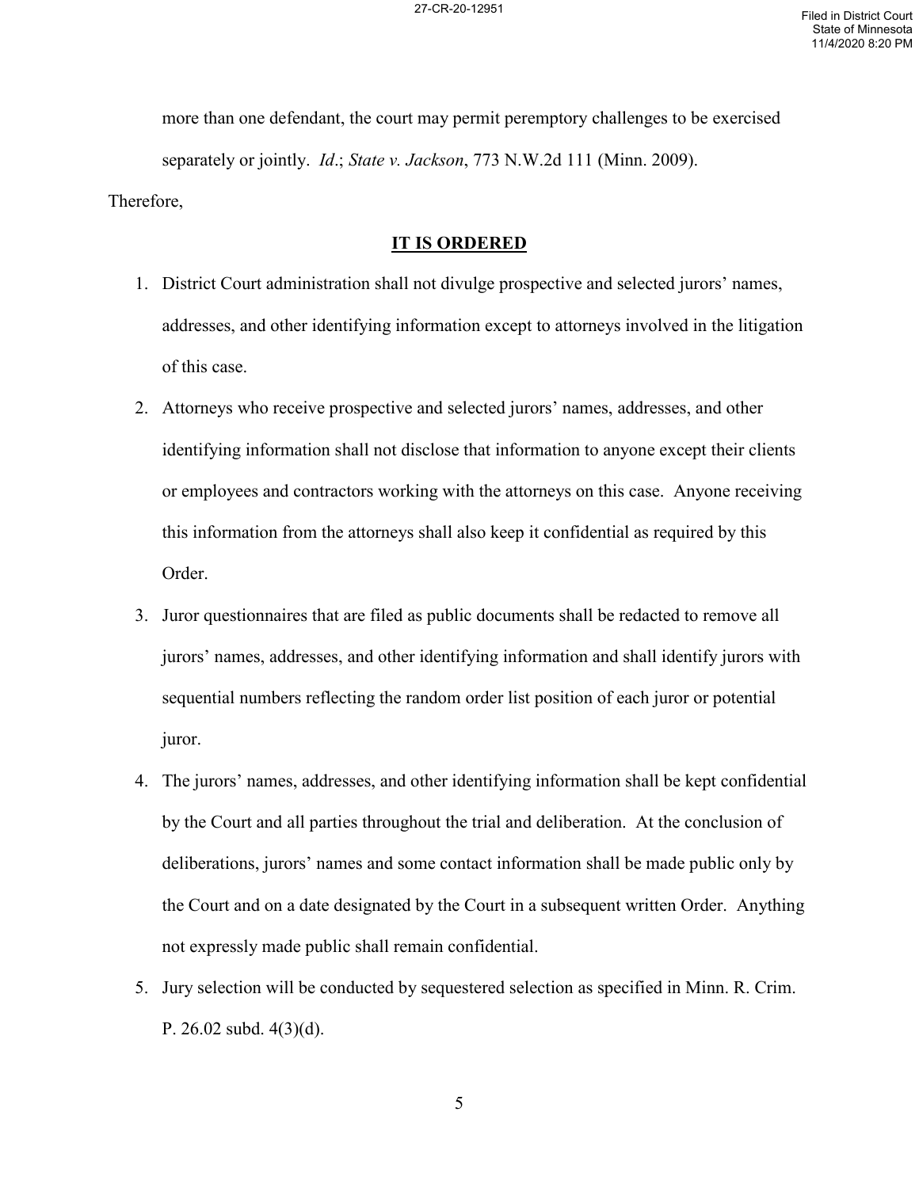more than one defendant, the court may permit peremptory challenges to be exercised separately or jointly. *Id*.; *State v. Jackson*, 773 N.W.2d 111 (Minn. 2009).

Therefore,

**<u>IT IS ORDERED</u>**

1. District Court administration shall not divulge prospective and selected jurors' names, addresses, and other identifying information except to attorneys involved in the litigation of this case.
2. Attorneys who receive prospective and selected jurors' names, addresses, and other identifying information shall not disclose that information to anyone except their clients or employees and contractors working with the attorneys on this case. Anyone receiving this information from the attorneys shall also keep it confidential as required by this Order.
3. Juror questionnaires that are filed as public documents shall be redacted to remove all jurors' names, addresses, and other identifying information and shall identify jurors with sequential numbers reflecting the random order list position of each juror or potential juror.
4. The jurors' names, addresses, and other identifying information shall be kept confidential by the Court and all parties throughout the trial and deliberation. At the conclusion of deliberations, jurors' names and some contact information shall be made public only by the Court and on a date designated by the Court in a subsequent written Order. Anything not expressly made public shall remain confidential.
5. Jury selection will be conducted by sequestered selection as specified in Minn. R. Crim. P. 26.02 subd. 4(3)(d).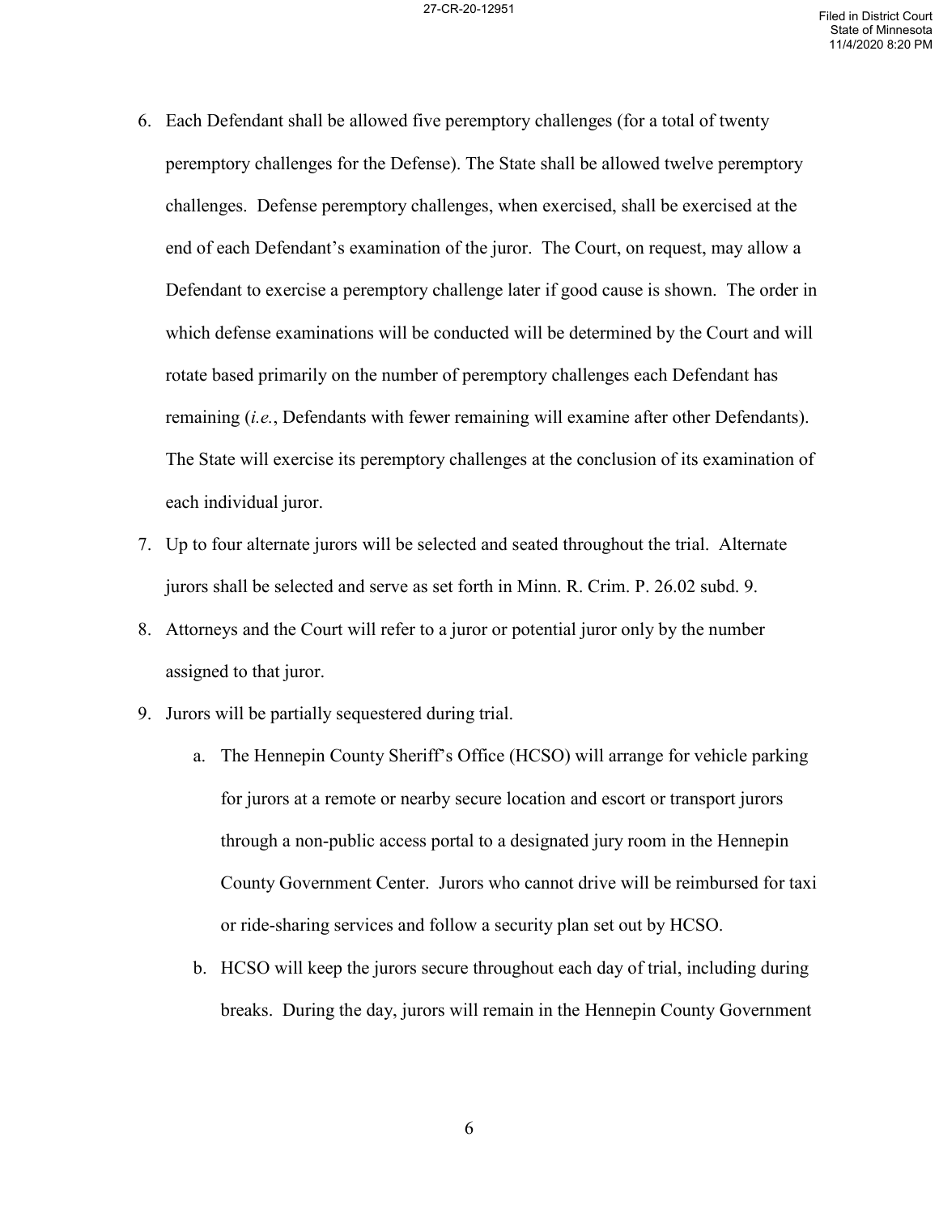6. Each Defendant shall be allowed five peremptory challenges (for a total of twenty peremptory challenges for the Defense). The State shall be allowed twelve peremptory challenges. Defense peremptory challenges, when exercised, shall be exercised at the end of each Defendant's examination of the juror. The Court, on request, may allow a Defendant to exercise a peremptory challenge later if good cause is shown. The order in which defense examinations will be conducted will be determined by the Court and will rotate based primarily on the number of peremptory challenges each Defendant has remaining (*i.e.*, Defendants with fewer remaining will examine after other Defendants). The State will exercise its peremptory challenges at the conclusion of its examination of each individual juror.
7. Up to four alternate jurors will be selected and seated throughout the trial. Alternate jurors shall be selected and serve as set forth in Minn. R. Crim. P. 26.02 subd. 9.
8. Attorneys and the Court will refer to a juror or potential juror only by the number assigned to that juror.
9. Jurors will be partially sequestered during trial.
    a. The Hennepin County Sheriff's Office (HCSO) will arrange for vehicle parking for jurors at a remote or nearby secure location and escort or transport jurors through a non-public access portal to a designated jury room in the Hennepin County Government Center. Jurors who cannot drive will be reimbursed for taxi or ride-sharing services and follow a security plan set out by HCSO.
    b. HCSO will keep the jurors secure throughout each day of trial, including during breaks. During the day, jurors will remain in the Hennepin County Government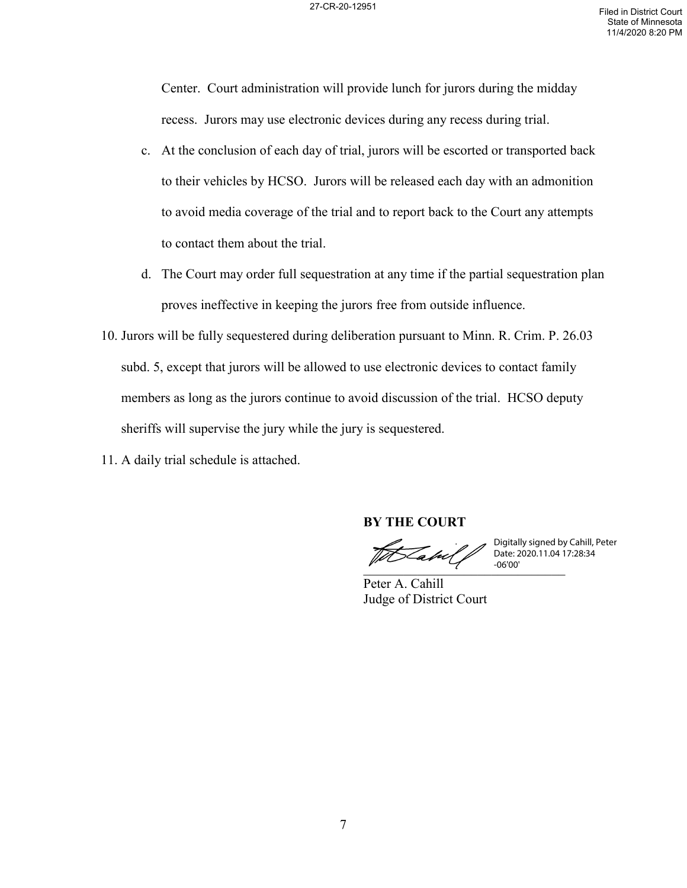Center. Court administration will provide lunch for jurors during the midday recess. Jurors may use electronic devices during any recess during trial.

   c. At the conclusion of each day of trial, jurors will be escorted or transported back to their vehicles by HCSO. Jurors will be released each day with an admonition to avoid media coverage of the trial and to report back to the Court any attempts to contact them about the trial.

   d. The Court may order full sequestration at any time if the partial sequestration plan proves ineffective in keeping the jurors free from outside influence.

10. Jurors will be fully sequestered during deliberation pursuant to Minn. R. Crim. P. 26.03 subd. 5, except that jurors will be allowed to use electronic devices to contact family members as long as the jurors continue to avoid discussion of the trial. HCSO deputy sheriffs will supervise the jury while the jury is sequestered.

11. A daily trial schedule is attached.

**BY THE COURT**

Digitally signed by Cahill, Peter
Date: 2020.11.04 17:28:34 -06'00'

Peter A. Cahill
Judge of District Court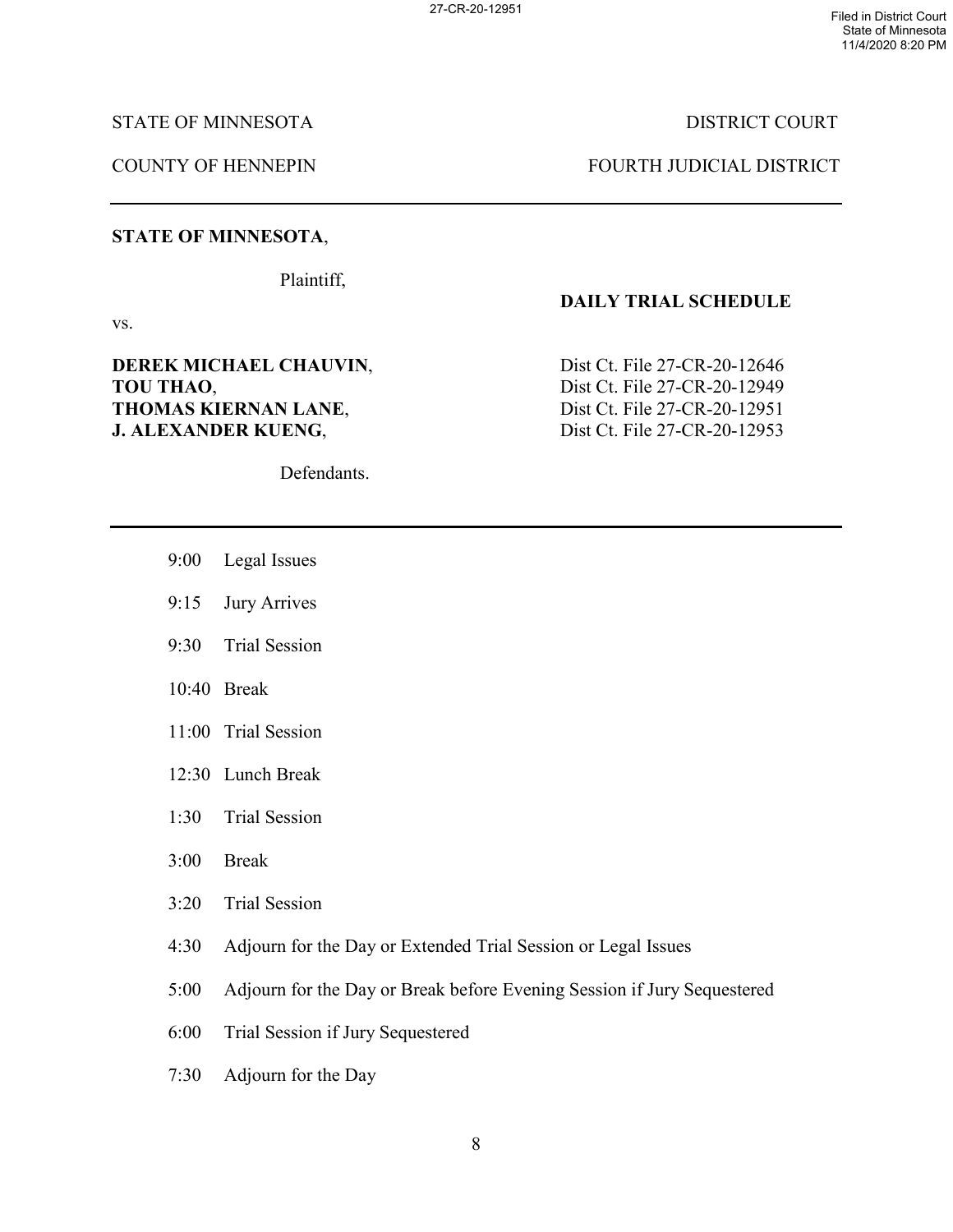STATE OF MINNESOTA DISTRICT COURT

COUNTY OF HENNEPIN FOURTH JUDICIAL DISTRICT

---

**STATE OF MINNESOTA**,

Plaintiff,

vs.

**DEREK MICHAEL CHAUVIN**, Dist Ct. File 27-CR-20-12646
**TOU THAO**, Dist Ct. File 27-CR-20-12949
**THOMAS KIERNAN LANE**, Dist Ct. File 27-CR-20-12951
**J. ALEXANDER KUENG**, Dist Ct. File 27-CR-20-12953

Defendants.

**DAILY TRIAL SCHEDULE**

---

| | |
|---|---|
| 9:00 | Legal Issues |
| 9:15 | Jury Arrives |
| 9:30 | Trial Session |
| 10:40 | Break |
| 11:00 | Trial Session |
| 12:30 | Lunch Break |
| 1:30 | Trial Session |
| 3:00 | Break |
| 3:20 | Trial Session |
| 4:30 | Adjourn for the Day or Extended Trial Session or Legal Issues |
| 5:00 | Adjourn for the Day or Break before Evening Session if Jury Sequestered |
| 6:00 | Trial Session if Jury Sequestered |
| 7:30 | Adjourn for the Day |